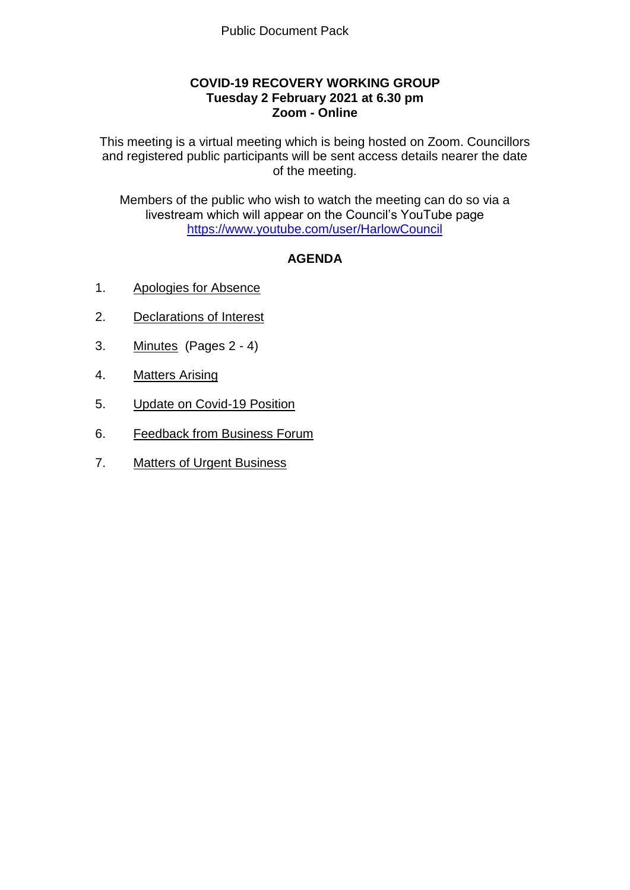Public Document Pack

**COVID-19 RECOVERY WORKING GROUP**
**Tuesday 2 February 2021 at 6.30 pm**
**Zoom - Online**

This meeting is a virtual meeting which is being hosted on Zoom. Councillors and registered public participants will be sent access details nearer the date of the meeting.

Members of the public who wish to watch the meeting can do so via a livestream which will appear on the Council's YouTube page https://www.youtube.com/user/HarlowCouncil

## AGENDA

1. Apologies for Absence
2. Declarations of Interest
3. Minutes (Pages 2 - 4)
4. Matters Arising
5. Update on Covid-19 Position
6. Feedback from Business Forum
7. Matters of Urgent Business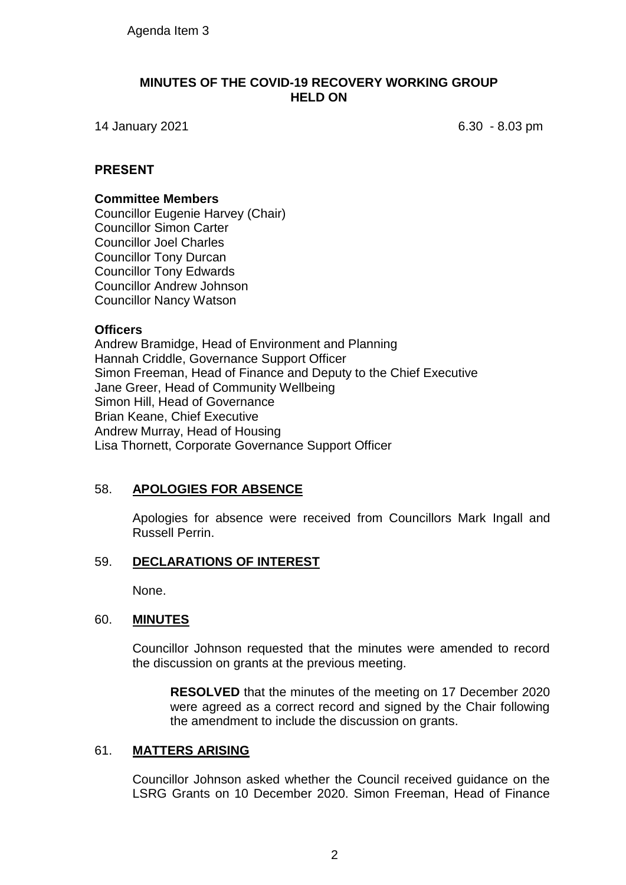Agenda Item 3

**MINUTES OF THE COVID-19 RECOVERY WORKING GROUP HELD ON**

14 January 2021 6.30 - 8.03 pm

## PRESENT

### Committee Members

Councillor Eugenie Harvey (Chair)
Councillor Simon Carter
Councillor Joel Charles
Councillor Tony Durcan
Councillor Tony Edwards
Councillor Andrew Johnson
Councillor Nancy Watson

### Officers

Andrew Bramidge, Head of Environment and Planning
Hannah Criddle, Governance Support Officer
Simon Freeman, Head of Finance and Deputy to the Chief Executive
Jane Greer, Head of Community Wellbeing
Simon Hill, Head of Governance
Brian Keane, Chief Executive
Andrew Murray, Head of Housing
Lisa Thornett, Corporate Governance Support Officer

## 58. APOLOGIES FOR ABSENCE

Apologies for absence were received from Councillors Mark Ingall and Russell Perrin.

## 59. DECLARATIONS OF INTEREST

None.

## 60. MINUTES

Councillor Johnson requested that the minutes were amended to record the discussion on grants at the previous meeting.

> **RESOLVED** that the minutes of the meeting on 17 December 2020 were agreed as a correct record and signed by the Chair following the amendment to include the discussion on grants.

## 61. MATTERS ARISING

Councillor Johnson asked whether the Council received guidance on the LSRG Grants on 10 December 2020. Simon Freeman, Head of Finance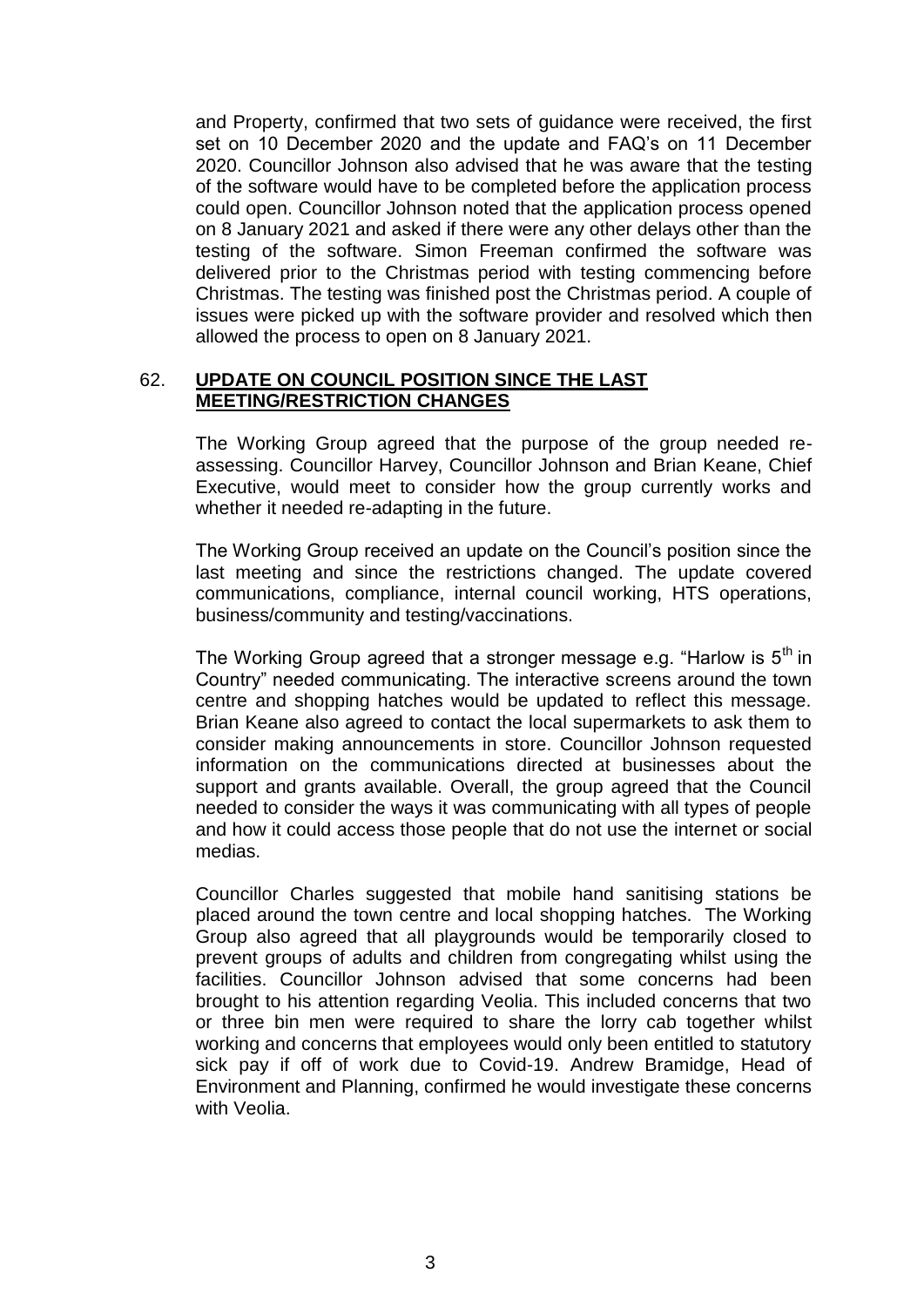and Property, confirmed that two sets of guidance were received, the first set on 10 December 2020 and the update and FAQ's on 11 December 2020. Councillor Johnson also advised that he was aware that the testing of the software would have to be completed before the application process could open. Councillor Johnson noted that the application process opened on 8 January 2021 and asked if there were any other delays other than the testing of the software. Simon Freeman confirmed the software was delivered prior to the Christmas period with testing commencing before Christmas. The testing was finished post the Christmas period. A couple of issues were picked up with the software provider and resolved which then allowed the process to open on 8 January 2021.

## 62. UPDATE ON COUNCIL POSITION SINCE THE LAST MEETING/RESTRICTION CHANGES

The Working Group agreed that the purpose of the group needed re-assessing. Councillor Harvey, Councillor Johnson and Brian Keane, Chief Executive, would meet to consider how the group currently works and whether it needed re-adapting in the future.

The Working Group received an update on the Council's position since the last meeting and since the restrictions changed. The update covered communications, compliance, internal council working, HTS operations, business/community and testing/vaccinations.

The Working Group agreed that a stronger message e.g. "Harlow is 5th in Country" needed communicating. The interactive screens around the town centre and shopping hatches would be updated to reflect this message. Brian Keane also agreed to contact the local supermarkets to ask them to consider making announcements in store. Councillor Johnson requested information on the communications directed at businesses about the support and grants available. Overall, the group agreed that the Council needed to consider the ways it was communicating with all types of people and how it could access those people that do not use the internet or social medias.

Councillor Charles suggested that mobile hand sanitising stations be placed around the town centre and local shopping hatches. The Working Group also agreed that all playgrounds would be temporarily closed to prevent groups of adults and children from congregating whilst using the facilities. Councillor Johnson advised that some concerns had been brought to his attention regarding Veolia. This included concerns that two or three bin men were required to share the lorry cab together whilst working and concerns that employees would only been entitled to statutory sick pay if off of work due to Covid-19. Andrew Bramidge, Head of Environment and Planning, confirmed he would investigate these concerns with Veolia.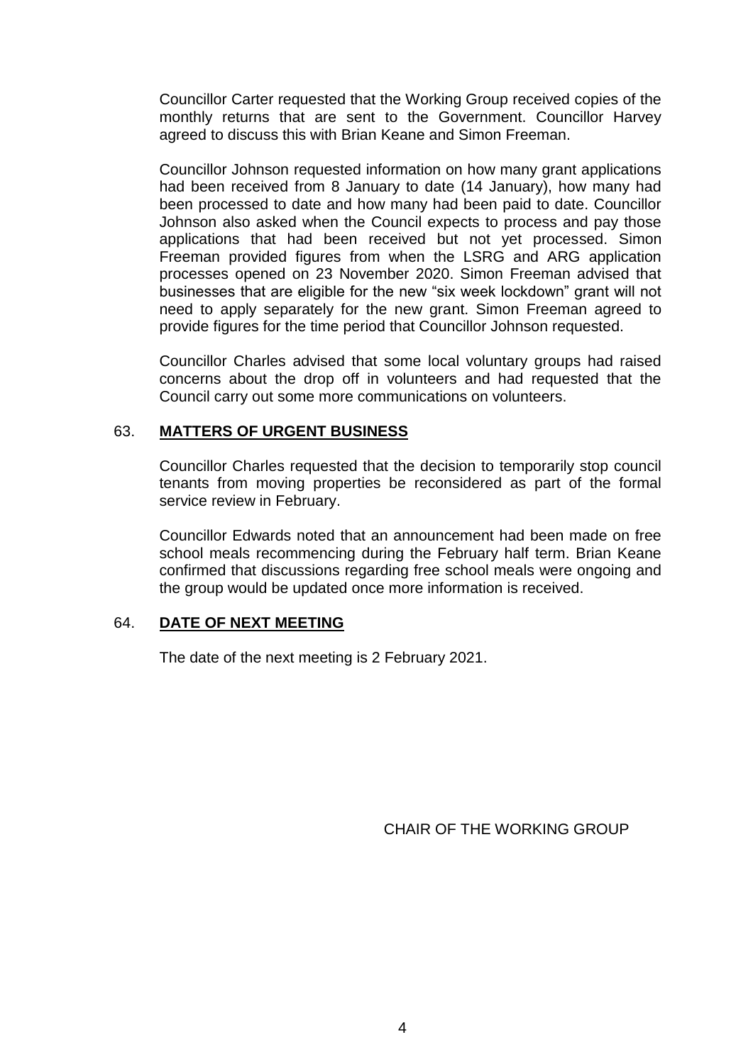Councillor Carter requested that the Working Group received copies of the monthly returns that are sent to the Government. Councillor Harvey agreed to discuss this with Brian Keane and Simon Freeman.

Councillor Johnson requested information on how many grant applications had been received from 8 January to date (14 January), how many had been processed to date and how many had been paid to date. Councillor Johnson also asked when the Council expects to process and pay those applications that had been received but not yet processed. Simon Freeman provided figures from when the LSRG and ARG application processes opened on 23 November 2020. Simon Freeman advised that businesses that are eligible for the new "six week lockdown" grant will not need to apply separately for the new grant. Simon Freeman agreed to provide figures for the time period that Councillor Johnson requested.

Councillor Charles advised that some local voluntary groups had raised concerns about the drop off in volunteers and had requested that the Council carry out some more communications on volunteers.

## 63. **MATTERS OF URGENT BUSINESS**

Councillor Charles requested that the decision to temporarily stop council tenants from moving properties be reconsidered as part of the formal service review in February.

Councillor Edwards noted that an announcement had been made on free school meals recommencing during the February half term. Brian Keane confirmed that discussions regarding free school meals were ongoing and the group would be updated once more information is received.

## 64. **DATE OF NEXT MEETING**

The date of the next meeting is 2 February 2021.

CHAIR OF THE WORKING GROUP